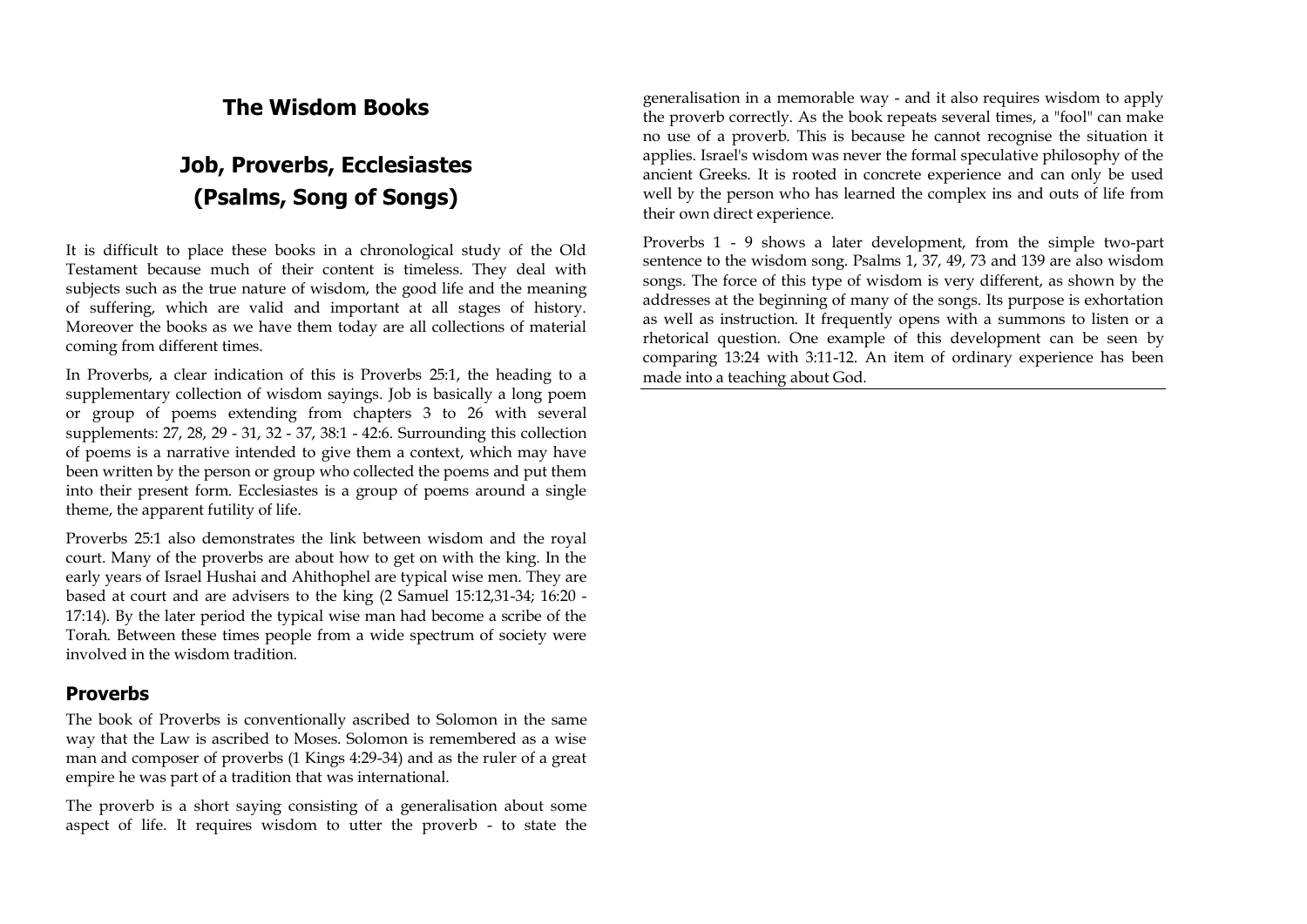# The Wisdom Books

## Job, Proverbs, Ecclesiastes (Psalms, Song of Songs)

It is difficult to place these books in a chronological study of the Old Testament because much of their content is timeless. They deal with subjects such as the true nature of wisdom, the good life and the meaning of suffering, which are valid and important at all stages of history. Moreover the books as we have them today are all collections of material coming from different times.

In Proverbs, a clear indication of this is Proverbs 25:1, the heading to a supplementary collection of wisdom sayings. Job is basically a long poem or group of poems extending from chapters 3 to 26 with several supplements: 27, 28, 29 - 31, 32 - 37, 38:1 - 42:6. Surrounding this collection of poems is a narrative intended to give them a context, which may have been written by the person or group who collected the poems and put them into their present form. Ecclesiastes is a group of poems around a single theme, the apparent futility of life.

Proverbs 25:1 also demonstrates the link between wisdom and the royal court. Many of the proverbs are about how to get on with the king. In the early years of Israel Hushai and Ahithophel are typical wise men. They are based at court and are advisers to the king (2 Samuel 15:12,31-34; 16:20 - 17:14). By the later period the typical wise man had become a scribe of the Torah. Between these times people from a wide spectrum of society were involved in the wisdom tradition.

### Proverbs

The book of Proverbs is conventionally ascribed to Solomon in the same way that the Law is ascribed to Moses. Solomon is remembered as a wise man and composer of proverbs (1 Kings 4:29-34) and as the ruler of a great empire he was part of a tradition that was international.

The proverb is a short saying consisting of a generalisation about some aspect of life. It requires wisdom to utter the proverb - to state the generalisation in a memorable way - and it also requires wisdom to apply the proverb correctly. As the book repeats several times, a "fool" can make no use of a proverb. This is because he cannot recognise the situation it applies. Israel's wisdom was never the formal speculative philosophy of the ancient Greeks. It is rooted in concrete experience and can only be used well by the person who has learned the complex ins and outs of life from their own direct experience.

Proverbs 1 - 9 shows a later development, from the simple two-part sentence to the wisdom song. Psalms 1, 37, 49, 73 and 139 are also wisdom songs. The force of this type of wisdom is very different, as shown by the addresses at the beginning of many of the songs. Its purpose is exhortation as well as instruction. It frequently opens with a summons to listen or a rhetorical question. One example of this development can be seen by comparing 13:24 with 3:11-12. An item of ordinary experience has been made into a teaching about God.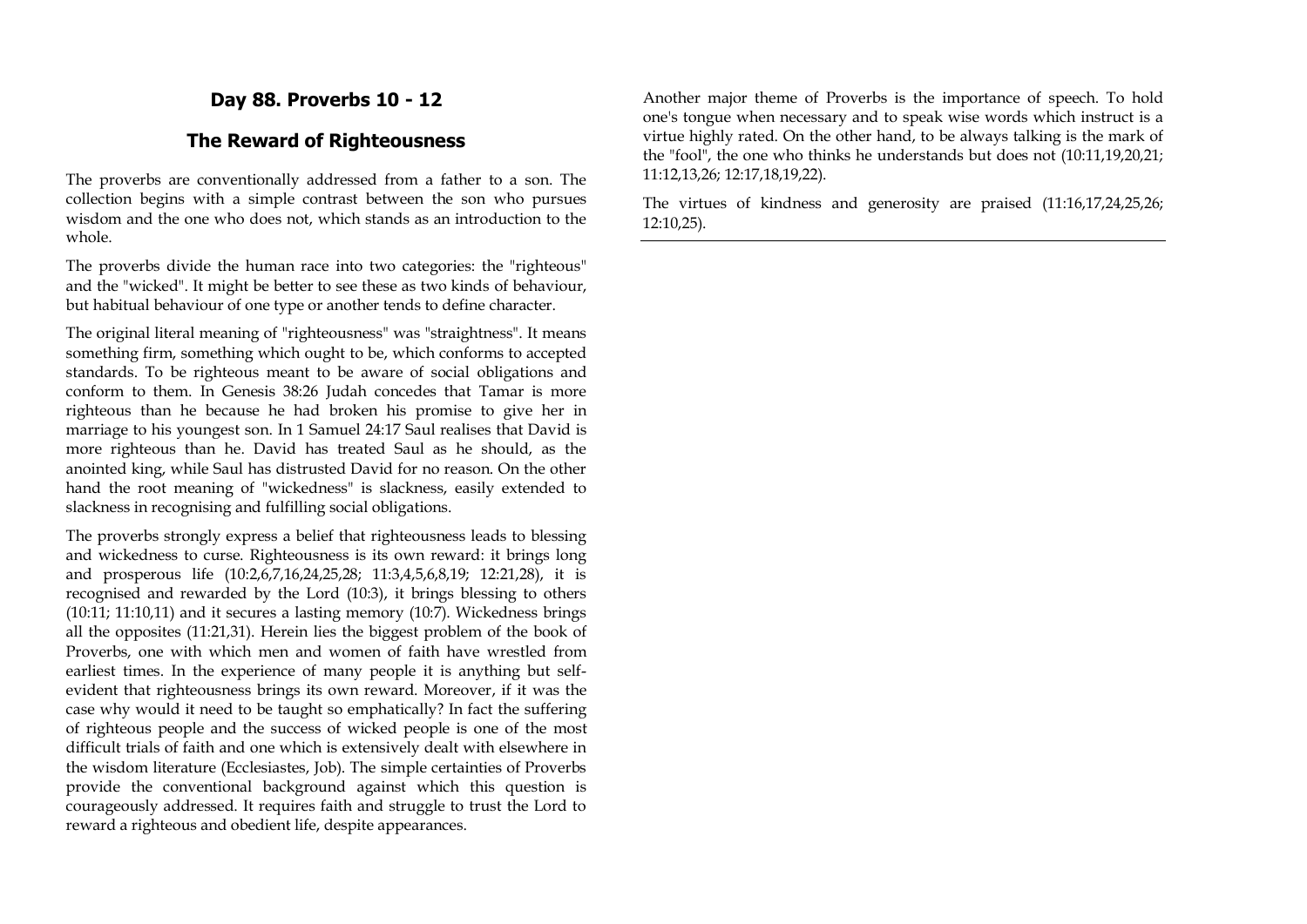## Day 88. Proverbs 10 - 12

## The Reward of Righteousness

The proverbs are conventionally addressed from a father to a son. The collection begins with a simple contrast between the son who pursues wisdom and the one who does not, which stands as an introduction to the whole.

The proverbs divide the human race into two categories: the "righteous" and the "wicked". It might be better to see these as two kinds of behaviour, but habitual behaviour of one type or another tends to define character.

The original literal meaning of "righteousness" was "straightness". It means something firm, something which ought to be, which conforms to accepted standards. To be righteous meant to be aware of social obligations and conform to them. In Genesis 38:26 Judah concedes that Tamar is more righteous than he because he had broken his promise to give her in marriage to his youngest son. In 1 Samuel 24:17 Saul realises that David is more righteous than he. David has treated Saul as he should, as the anointed king, while Saul has distrusted David for no reason. On the other hand the root meaning of "wickedness" is slackness, easily extended to slackness in recognising and fulfilling social obligations.

The proverbs strongly express a belief that righteousness leads to blessing and wickedness to curse. Righteousness is its own reward: it brings long and prosperous life (10:2,6,7,16,24,25,28; 11:3,4,5,6,8,19; 12:21,28), it is recognised and rewarded by the Lord (10:3), it brings blessing to others (10:11; 11:10,11) and it secures a lasting memory (10:7). Wickedness brings all the opposites (11:21,31). Herein lies the biggest problem of the book of Proverbs, one with which men and women of faith have wrestled from earliest times. In the experience of many people it is anything but self-evident that righteousness brings its own reward. Moreover, if it was the case why would it need to be taught so emphatically? In fact the suffering of righteous people and the success of wicked people is one of the most difficult trials of faith and one which is extensively dealt with elsewhere in the wisdom literature (Ecclesiastes, Job). The simple certainties of Proverbs provide the conventional background against which this question is courageously addressed. It requires faith and struggle to trust the Lord to reward a righteous and obedient life, despite appearances.

Another major theme of Proverbs is the importance of speech. To hold one's tongue when necessary and to speak wise words which instruct is a virtue highly rated. On the other hand, to be always talking is the mark of the "fool", the one who thinks he understands but does not (10:11,19,20,21; 11:12,13,26; 12:17,18,19,22).

The virtues of kindness and generosity are praised (11:16,17,24,25,26; 12:10,25).

---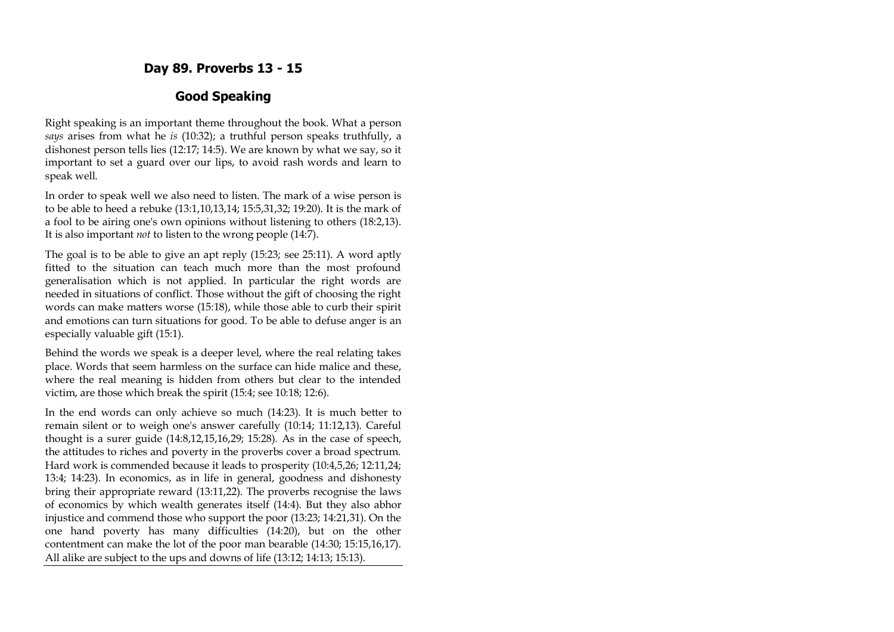## Day 89. Proverbs 13 - 15

### Good Speaking

Right speaking is an important theme throughout the book. What a person *says* arises from what he *is* (10:32); a truthful person speaks truthfully, a dishonest person tells lies (12:17; 14:5). We are known by what we say, so it important to set a guard over our lips, to avoid rash words and learn to speak well.

In order to speak well we also need to listen. The mark of a wise person is to be able to heed a rebuke (13:1,10,13,14; 15:5,31,32; 19:20). It is the mark of a fool to be airing one's own opinions without listening to others (18:2,13). It is also important *not* to listen to the wrong people (14:7).

The goal is to be able to give an apt reply (15:23; see 25:11). A word aptly fitted to the situation can teach much more than the most profound generalisation which is not applied. In particular the right words are needed in situations of conflict. Those without the gift of choosing the right words can make matters worse (15:18), while those able to curb their spirit and emotions can turn situations for good. To be able to defuse anger is an especially valuable gift (15:1).

Behind the words we speak is a deeper level, where the real relating takes place. Words that seem harmless on the surface can hide malice and these, where the real meaning is hidden from others but clear to the intended victim, are those which break the spirit (15:4; see 10:18; 12:6).

In the end words can only achieve so much (14:23). It is much better to remain silent or to weigh one's answer carefully (10:14; 11:12,13). Careful thought is a surer guide (14:8,12,15,16,29; 15:28). As in the case of speech, the attitudes to riches and poverty in the proverbs cover a broad spectrum. Hard work is commended because it leads to prosperity (10:4,5,26; 12:11,24; 13:4; 14:23). In economics, as in life in general, goodness and dishonesty bring their appropriate reward (13:11,22). The proverbs recognise the laws of economics by which wealth generates itself (14:4). But they also abhor injustice and commend those who support the poor (13:23; 14:21,31). On the one hand poverty has many difficulties (14:20), but on the other contentment can make the lot of the poor man bearable (14:30; 15:15,16,17). All alike are subject to the ups and downs of life (13:12; 14:13; 15:13).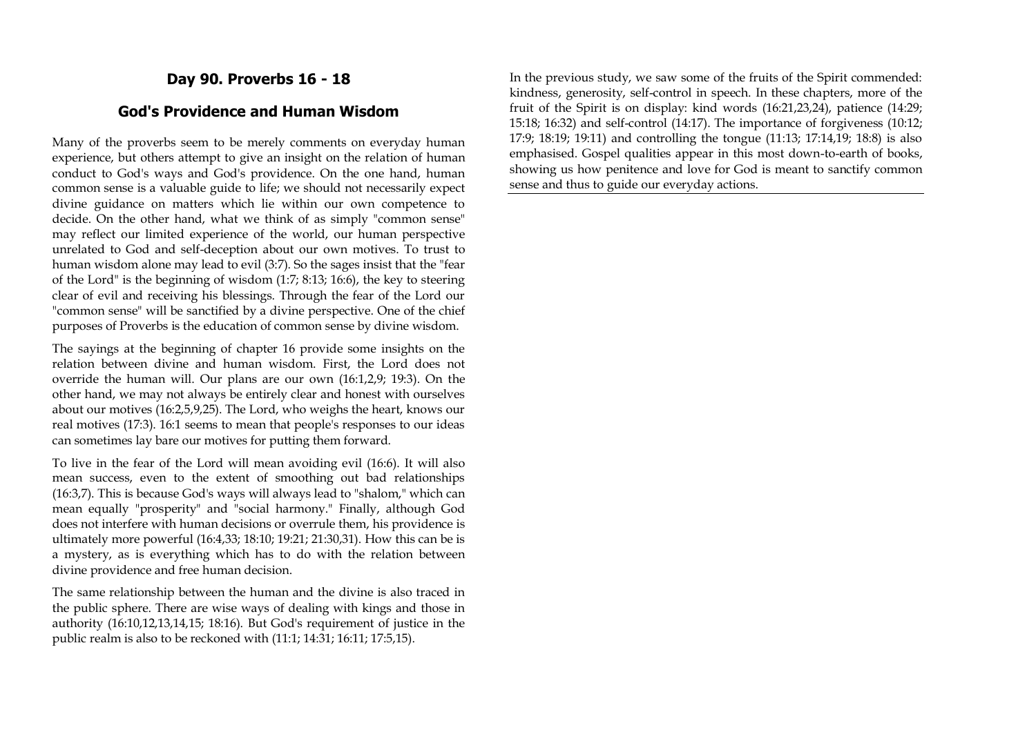## Day 90. Proverbs 16 - 18

## God's Providence and Human Wisdom

Many of the proverbs seem to be merely comments on everyday human experience, but others attempt to give an insight on the relation of human conduct to God's ways and God's providence. On the one hand, human common sense is a valuable guide to life; we should not necessarily expect divine guidance on matters which lie within our own competence to decide. On the other hand, what we think of as simply "common sense" may reflect our limited experience of the world, our human perspective unrelated to God and self-deception about our own motives. To trust to human wisdom alone may lead to evil (3:7). So the sages insist that the "fear of the Lord" is the beginning of wisdom (1:7; 8:13; 16:6), the key to steering clear of evil and receiving his blessings. Through the fear of the Lord our "common sense" will be sanctified by a divine perspective. One of the chief purposes of Proverbs is the education of common sense by divine wisdom.

The sayings at the beginning of chapter 16 provide some insights on the relation between divine and human wisdom. First, the Lord does not override the human will. Our plans are our own (16:1,2,9; 19:3). On the other hand, we may not always be entirely clear and honest with ourselves about our motives (16:2,5,9,25). The Lord, who weighs the heart, knows our real motives (17:3). 16:1 seems to mean that people's responses to our ideas can sometimes lay bare our motives for putting them forward.

To live in the fear of the Lord will mean avoiding evil (16:6). It will also mean success, even to the extent of smoothing out bad relationships (16:3,7). This is because God's ways will always lead to "shalom," which can mean equally "prosperity" and "social harmony." Finally, although God does not interfere with human decisions or overrule them, his providence is ultimately more powerful (16:4,33; 18:10; 19:21; 21:30,31). How this can be is a mystery, as is everything which has to do with the relation between divine providence and free human decision.

The same relationship between the human and the divine is also traced in the public sphere. There are wise ways of dealing with kings and those in authority (16:10,12,13,14,15; 18:16). But God's requirement of justice in the public realm is also to be reckoned with (11:1; 14:31; 16:11; 17:5,15).

In the previous study, we saw some of the fruits of the Spirit commended: kindness, generosity, self-control in speech. In these chapters, more of the fruit of the Spirit is on display: kind words (16:21,23,24), patience (14:29; 15:18; 16:32) and self-control (14:17). The importance of forgiveness (10:12; 17:9; 18:19; 19:11) and controlling the tongue (11:13; 17:14,19; 18:8) is also emphasised. Gospel qualities appear in this most down-to-earth of books, showing us how penitence and love for God is meant to sanctify common sense and thus to guide our everyday actions.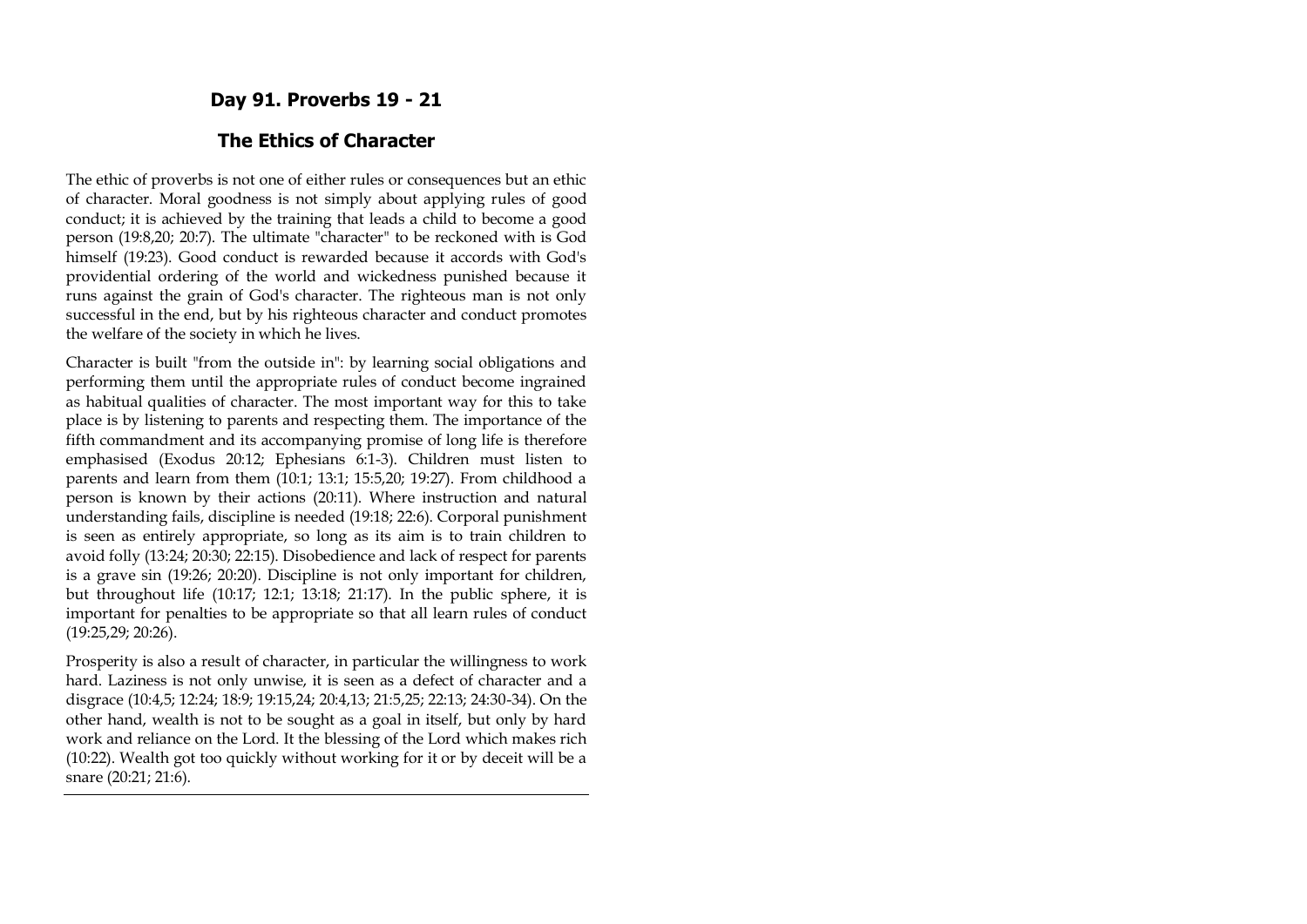## Day 91. Proverbs 19 - 21

## The Ethics of Character

The ethic of proverbs is not one of either rules or consequences but an ethic of character. Moral goodness is not simply about applying rules of good conduct; it is achieved by the training that leads a child to become a good person (19:8,20; 20:7). The ultimate "character" to be reckoned with is God himself (19:23). Good conduct is rewarded because it accords with God's providential ordering of the world and wickedness punished because it runs against the grain of God's character. The righteous man is not only successful in the end, but by his righteous character and conduct promotes the welfare of the society in which he lives.

Character is built "from the outside in": by learning social obligations and performing them until the appropriate rules of conduct become ingrained as habitual qualities of character. The most important way for this to take place is by listening to parents and respecting them. The importance of the fifth commandment and its accompanying promise of long life is therefore emphasised (Exodus 20:12; Ephesians 6:1-3). Children must listen to parents and learn from them (10:1; 13:1; 15:5,20; 19:27). From childhood a person is known by their actions (20:11). Where instruction and natural understanding fails, discipline is needed (19:18; 22:6). Corporal punishment is seen as entirely appropriate, so long as its aim is to train children to avoid folly (13:24; 20:30; 22:15). Disobedience and lack of respect for parents is a grave sin (19:26; 20:20). Discipline is not only important for children, but throughout life (10:17; 12:1; 13:18; 21:17). In the public sphere, it is important for penalties to be appropriate so that all learn rules of conduct (19:25,29; 20:26).

Prosperity is also a result of character, in particular the willingness to work hard. Laziness is not only unwise, it is seen as a defect of character and a disgrace (10:4,5; 12:24; 18:9; 19:15,24; 20:4,13; 21:5,25; 22:13; 24:30-34). On the other hand, wealth is not to be sought as a goal in itself, but only by hard work and reliance on the Lord. It the blessing of the Lord which makes rich (10:22). Wealth got too quickly without working for it or by deceit will be a snare (20:21; 21:6).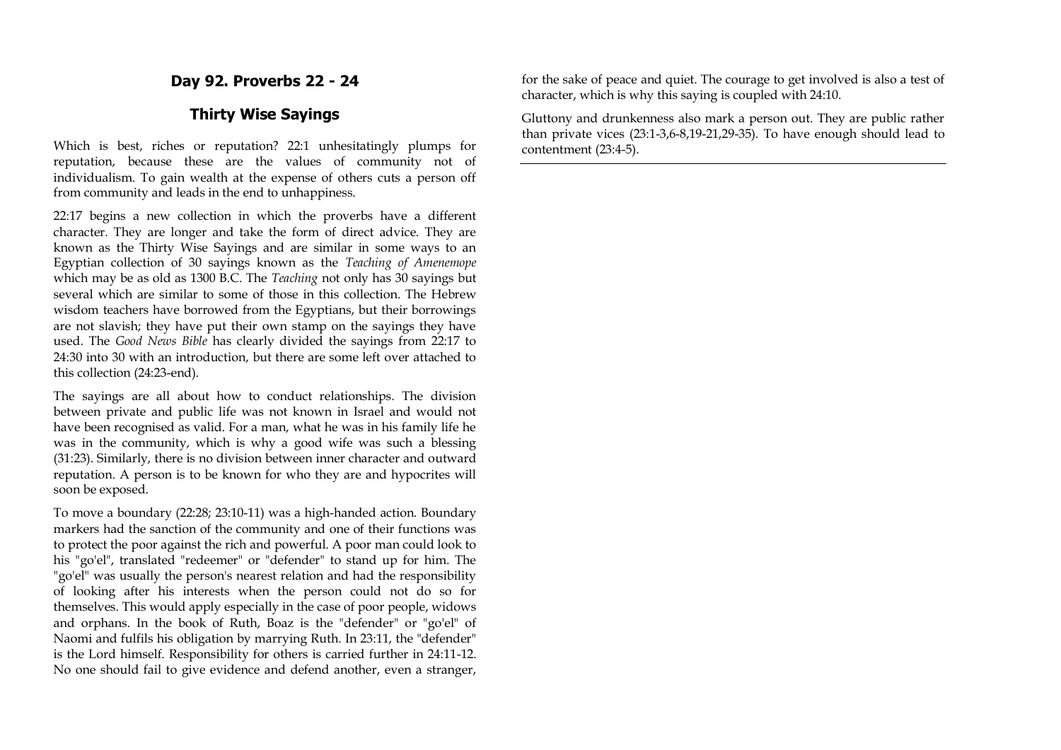## Day 92. Proverbs 22 - 24

## Thirty Wise Sayings

Which is best, riches or reputation? 22:1 unhesitatingly plumps for reputation, because these are the values of community not of individualism. To gain wealth at the expense of others cuts a person off from community and leads in the end to unhappiness.

22:17 begins a new collection in which the proverbs have a different character. They are longer and take the form of direct advice. They are known as the Thirty Wise Sayings and are similar in some ways to an Egyptian collection of 30 sayings known as the *Teaching of Amenemope* which may be as old as 1300 B.C. The *Teaching* not only has 30 sayings but several which are similar to some of those in this collection. The Hebrew wisdom teachers have borrowed from the Egyptians, but their borrowings are not slavish; they have put their own stamp on the sayings they have used. The *Good News Bible* has clearly divided the sayings from 22:17 to 24:30 into 30 with an introduction, but there are some left over attached to this collection (24:23-end).

The sayings are all about how to conduct relationships. The division between private and public life was not known in Israel and would not have been recognised as valid. For a man, what he was in his family life he was in the community, which is why a good wife was such a blessing (31:23). Similarly, there is no division between inner character and outward reputation. A person is to be known for who they are and hypocrites will soon be exposed.

To move a boundary (22:28; 23:10-11) was a high-handed action. Boundary markers had the sanction of the community and one of their functions was to protect the poor against the rich and powerful. A poor man could look to his "go'el", translated "redeemer" or "defender" to stand up for him. The "go'el" was usually the person's nearest relation and had the responsibility of looking after his interests when the person could not do so for themselves. This would apply especially in the case of poor people, widows and orphans. In the book of Ruth, Boaz is the "defender" or "go'el" of Naomi and fulfils his obligation by marrying Ruth. In 23:11, the "defender" is the Lord himself. Responsibility for others is carried further in 24:11-12. No one should fail to give evidence and defend another, even a stranger, for the sake of peace and quiet. The courage to get involved is also a test of character, which is why this saying is coupled with 24:10.

Gluttony and drunkenness also mark a person out. They are public rather than private vices (23:1-3,6-8,19-21,29-35). To have enough should lead to contentment (23:4-5).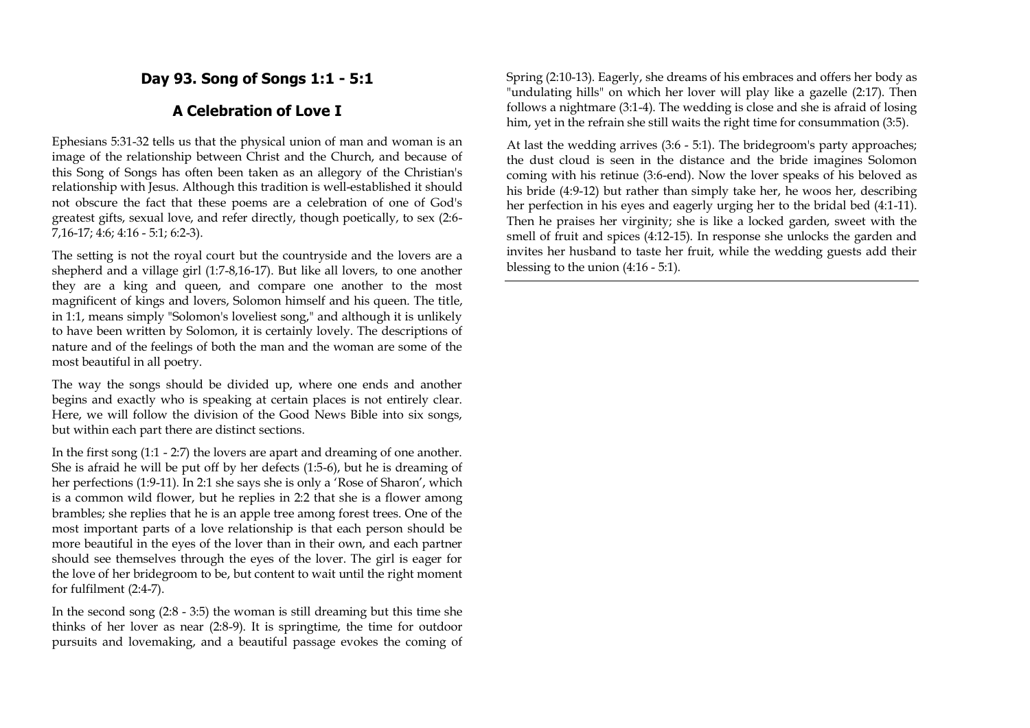## Day 93. Song of Songs 1:1 - 5:1

## A Celebration of Love I

Ephesians 5:31-32 tells us that the physical union of man and woman is an image of the relationship between Christ and the Church, and because of this Song of Songs has often been taken as an allegory of the Christian's relationship with Jesus. Although this tradition is well-established it should not obscure the fact that these poems are a celebration of one of God's greatest gifts, sexual love, and refer directly, though poetically, to sex (2:6-7,16-17; 4:6; 4:16 - 5:1; 6:2-3).

The setting is not the royal court but the countryside and the lovers are a shepherd and a village girl (1:7-8,16-17). But like all lovers, to one another they are a king and queen, and compare one another to the most magnificent of kings and lovers, Solomon himself and his queen. The title, in 1:1, means simply "Solomon's loveliest song," and although it is unlikely to have been written by Solomon, it is certainly lovely. The descriptions of nature and of the feelings of both the man and the woman are some of the most beautiful in all poetry.

The way the songs should be divided up, where one ends and another begins and exactly who is speaking at certain places is not entirely clear. Here, we will follow the division of the Good News Bible into six songs, but within each part there are distinct sections.

In the first song (1:1 - 2:7) the lovers are apart and dreaming of one another. She is afraid he will be put off by her defects (1:5-6), but he is dreaming of her perfections (1:9-11). In 2:1 she says she is only a 'Rose of Sharon', which is a common wild flower, but he replies in 2:2 that she is a flower among brambles; she replies that he is an apple tree among forest trees. One of the most important parts of a love relationship is that each person should be more beautiful in the eyes of the lover than in their own, and each partner should see themselves through the eyes of the lover. The girl is eager for the love of her bridegroom to be, but content to wait until the right moment for fulfilment (2:4-7).

In the second song (2:8 - 3:5) the woman is still dreaming but this time she thinks of her lover as near (2:8-9). It is springtime, the time for outdoor pursuits and lovemaking, and a beautiful passage evokes the coming of Spring (2:10-13). Eagerly, she dreams of his embraces and offers her body as "undulating hills" on which her lover will play like a gazelle (2:17). Then follows a nightmare (3:1-4). The wedding is close and she is afraid of losing him, yet in the refrain she still waits the right time for consummation (3:5).

At last the wedding arrives (3:6 - 5:1). The bridegroom's party approaches; the dust cloud is seen in the distance and the bride imagines Solomon coming with his retinue (3:6-end). Now the lover speaks of his beloved as his bride (4:9-12) but rather than simply take her, he woos her, describing her perfection in his eyes and eagerly urging her to the bridal bed (4:1-11). Then he praises her virginity; she is like a locked garden, sweet with the smell of fruit and spices (4:12-15). In response she unlocks the garden and invites her husband to taste her fruit, while the wedding guests add their blessing to the union (4:16 - 5:1).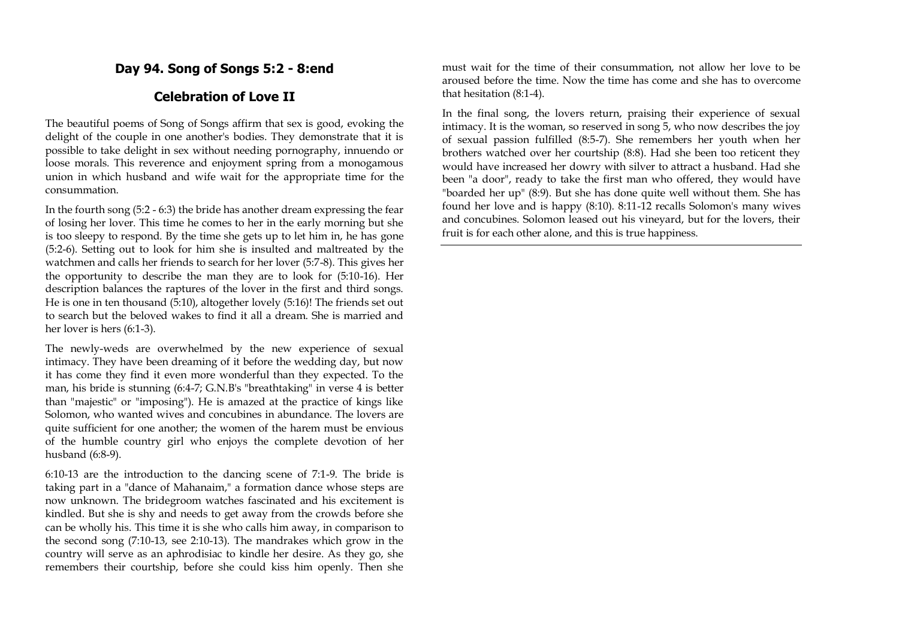## Day 94. Song of Songs 5:2 - 8:end

## Celebration of Love II

The beautiful poems of Song of Songs affirm that sex is good, evoking the delight of the couple in one another's bodies. They demonstrate that it is possible to take delight in sex without needing pornography, innuendo or loose morals. This reverence and enjoyment spring from a monogamous union in which husband and wife wait for the appropriate time for the consummation.

In the fourth song (5:2 - 6:3) the bride has another dream expressing the fear of losing her lover. This time he comes to her in the early morning but she is too sleepy to respond. By the time she gets up to let him in, he has gone (5:2-6). Setting out to look for him she is insulted and maltreated by the watchmen and calls her friends to search for her lover (5:7-8). This gives her the opportunity to describe the man they are to look for (5:10-16). Her description balances the raptures of the lover in the first and third songs. He is one in ten thousand (5:10), altogether lovely (5:16)! The friends set out to search but the beloved wakes to find it all a dream. She is married and her lover is hers (6:1-3).

The newly-weds are overwhelmed by the new experience of sexual intimacy. They have been dreaming of it before the wedding day, but now it has come they find it even more wonderful than they expected. To the man, his bride is stunning (6:4-7; G.N.B's "breathtaking" in verse 4 is better than "majestic" or "imposing"). He is amazed at the practice of kings like Solomon, who wanted wives and concubines in abundance. The lovers are quite sufficient for one another; the women of the harem must be envious of the humble country girl who enjoys the complete devotion of her husband (6:8-9).

6:10-13 are the introduction to the dancing scene of 7:1-9. The bride is taking part in a "dance of Mahanaim," a formation dance whose steps are now unknown. The bridegroom watches fascinated and his excitement is kindled. But she is shy and needs to get away from the crowds before she can be wholly his. This time it is she who calls him away, in comparison to the second song (7:10-13, see 2:10-13). The mandrakes which grow in the country will serve as an aphrodisiac to kindle her desire. As they go, she remembers their courtship, before she could kiss him openly. Then she must wait for the time of their consummation, not allow her love to be aroused before the time. Now the time has come and she has to overcome that hesitation (8:1-4).

In the final song, the lovers return, praising their experience of sexual intimacy. It is the woman, so reserved in song 5, who now describes the joy of sexual passion fulfilled (8:5-7). She remembers her youth when her brothers watched over her courtship (8:8). Had she been too reticent they would have increased her dowry with silver to attract a husband. Had she been "a door", ready to take the first man who offered, they would have "boarded her up" (8:9). But she has done quite well without them. She has found her love and is happy (8:10). 8:11-12 recalls Solomon's many wives and concubines. Solomon leased out his vineyard, but for the lovers, their fruit is for each other alone, and this is true happiness.

---